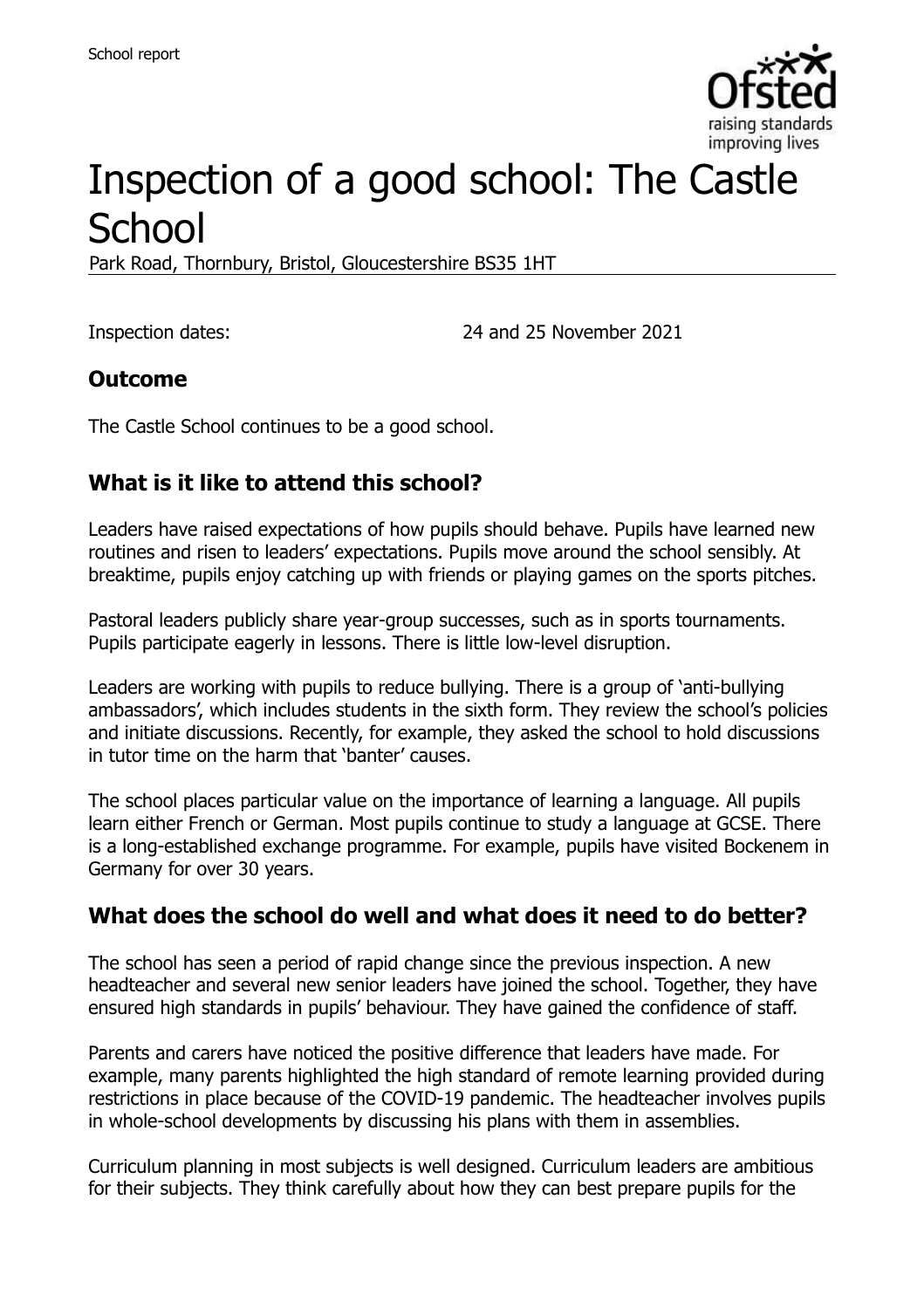# Inspection of a good school: The Castle School

Park Road, Thornbury, Bristol, Gloucestershire BS35 1HT

Inspection dates: 24 and 25 November 2021

## Outcome

The Castle School continues to be a good school.

## What is it like to attend this school?

Leaders have raised expectations of how pupils should behave. Pupils have learned new routines and risen to leaders' expectations. Pupils move around the school sensibly. At breaktime, pupils enjoy catching up with friends or playing games on the sports pitches.

Pastoral leaders publicly share year-group successes, such as in sports tournaments. Pupils participate eagerly in lessons. There is little low-level disruption.

Leaders are working with pupils to reduce bullying. There is a group of 'anti-bullying ambassadors', which includes students in the sixth form. They review the school's policies and initiate discussions. Recently, for example, they asked the school to hold discussions in tutor time on the harm that 'banter' causes.

The school places particular value on the importance of learning a language. All pupils learn either French or German. Most pupils continue to study a language at GCSE. There is a long-established exchange programme. For example, pupils have visited Bockenem in Germany for over 30 years.

## What does the school do well and what does it need to do better?

The school has seen a period of rapid change since the previous inspection. A new headteacher and several new senior leaders have joined the school. Together, they have ensured high standards in pupils' behaviour. They have gained the confidence of staff.

Parents and carers have noticed the positive difference that leaders have made. For example, many parents highlighted the high standard of remote learning provided during restrictions in place because of the COVID-19 pandemic. The headteacher involves pupils in whole-school developments by discussing his plans with them in assemblies.

Curriculum planning in most subjects is well designed. Curriculum leaders are ambitious for their subjects. They think carefully about how they can best prepare pupils for the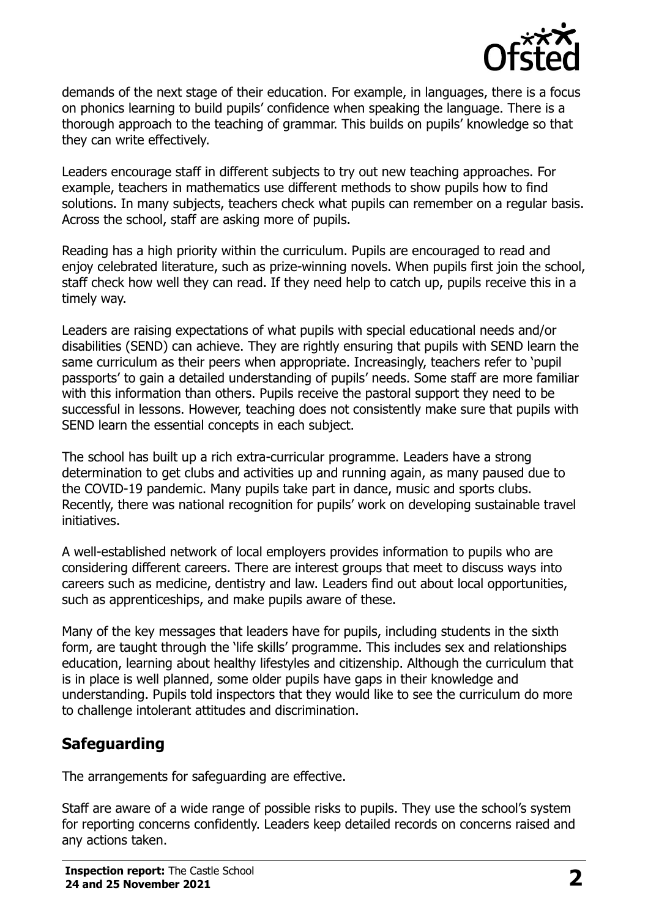demands of the next stage of their education. For example, in languages, there is a focus on phonics learning to build pupils' confidence when speaking the language. There is a thorough approach to the teaching of grammar. This builds on pupils' knowledge so that they can write effectively.

Leaders encourage staff in different subjects to try out new teaching approaches. For example, teachers in mathematics use different methods to show pupils how to find solutions. In many subjects, teachers check what pupils can remember on a regular basis. Across the school, staff are asking more of pupils.

Reading has a high priority within the curriculum. Pupils are encouraged to read and enjoy celebrated literature, such as prize-winning novels. When pupils first join the school, staff check how well they can read. If they need help to catch up, pupils receive this in a timely way.

Leaders are raising expectations of what pupils with special educational needs and/or disabilities (SEND) can achieve. They are rightly ensuring that pupils with SEND learn the same curriculum as their peers when appropriate. Increasingly, teachers refer to 'pupil passports' to gain a detailed understanding of pupils' needs. Some staff are more familiar with this information than others. Pupils receive the pastoral support they need to be successful in lessons. However, teaching does not consistently make sure that pupils with SEND learn the essential concepts in each subject.

The school has built up a rich extra-curricular programme. Leaders have a strong determination to get clubs and activities up and running again, as many paused due to the COVID-19 pandemic. Many pupils take part in dance, music and sports clubs. Recently, there was national recognition for pupils' work on developing sustainable travel initiatives.

A well-established network of local employers provides information to pupils who are considering different careers. There are interest groups that meet to discuss ways into careers such as medicine, dentistry and law. Leaders find out about local opportunities, such as apprenticeships, and make pupils aware of these.

Many of the key messages that leaders have for pupils, including students in the sixth form, are taught through the 'life skills' programme. This includes sex and relationships education, learning about healthy lifestyles and citizenship. Although the curriculum that is in place is well planned, some older pupils have gaps in their knowledge and understanding. Pupils told inspectors that they would like to see the curriculum do more to challenge intolerant attitudes and discrimination.

## Safeguarding

The arrangements for safeguarding are effective.

Staff are aware of a wide range of possible risks to pupils. They use the school's system for reporting concerns confidently. Leaders keep detailed records on concerns raised and any actions taken.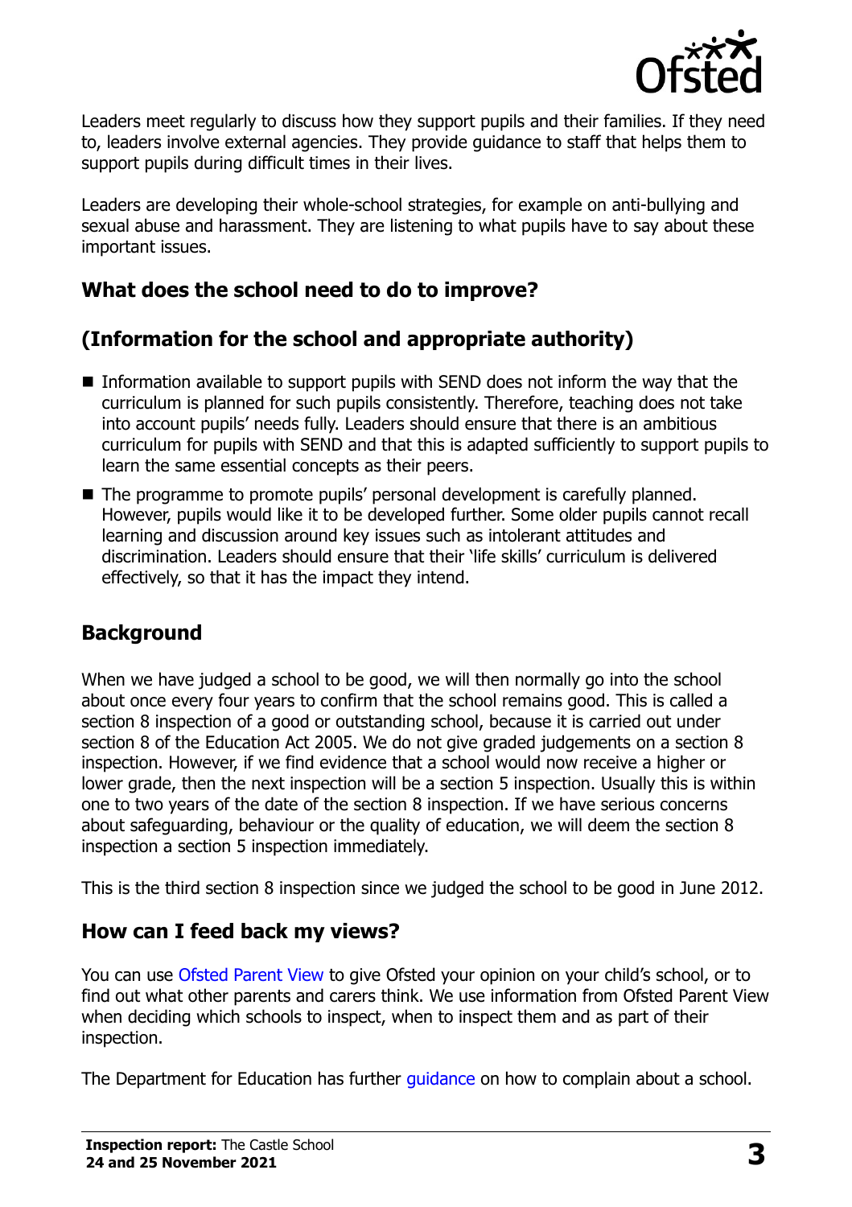Leaders meet regularly to discuss how they support pupils and their families. If they need to, leaders involve external agencies. They provide guidance to staff that helps them to support pupils during difficult times in their lives.

Leaders are developing their whole-school strategies, for example on anti-bullying and sexual abuse and harassment. They are listening to what pupils have to say about these important issues.

## What does the school need to do to improve?

## (Information for the school and appropriate authority)

- Information available to support pupils with SEND does not inform the way that the curriculum is planned for such pupils consistently. Therefore, teaching does not take into account pupils' needs fully. Leaders should ensure that there is an ambitious curriculum for pupils with SEND and that this is adapted sufficiently to support pupils to learn the same essential concepts as their peers.
- The programme to promote pupils' personal development is carefully planned. However, pupils would like it to be developed further. Some older pupils cannot recall learning and discussion around key issues such as intolerant attitudes and discrimination. Leaders should ensure that their 'life skills' curriculum is delivered effectively, so that it has the impact they intend.

## Background

When we have judged a school to be good, we will then normally go into the school about once every four years to confirm that the school remains good. This is called a section 8 inspection of a good or outstanding school, because it is carried out under section 8 of the Education Act 2005. We do not give graded judgements on a section 8 inspection. However, if we find evidence that a school would now receive a higher or lower grade, then the next inspection will be a section 5 inspection. Usually this is within one to two years of the date of the section 8 inspection. If we have serious concerns about safeguarding, behaviour or the quality of education, we will deem the section 8 inspection a section 5 inspection immediately.

This is the third section 8 inspection since we judged the school to be good in June 2012.

## How can I feed back my views?

You can use Ofsted Parent View to give Ofsted your opinion on your child's school, or to find out what other parents and carers think. We use information from Ofsted Parent View when deciding which schools to inspect, when to inspect them and as part of their inspection.

The Department for Education has further guidance on how to complain about a school.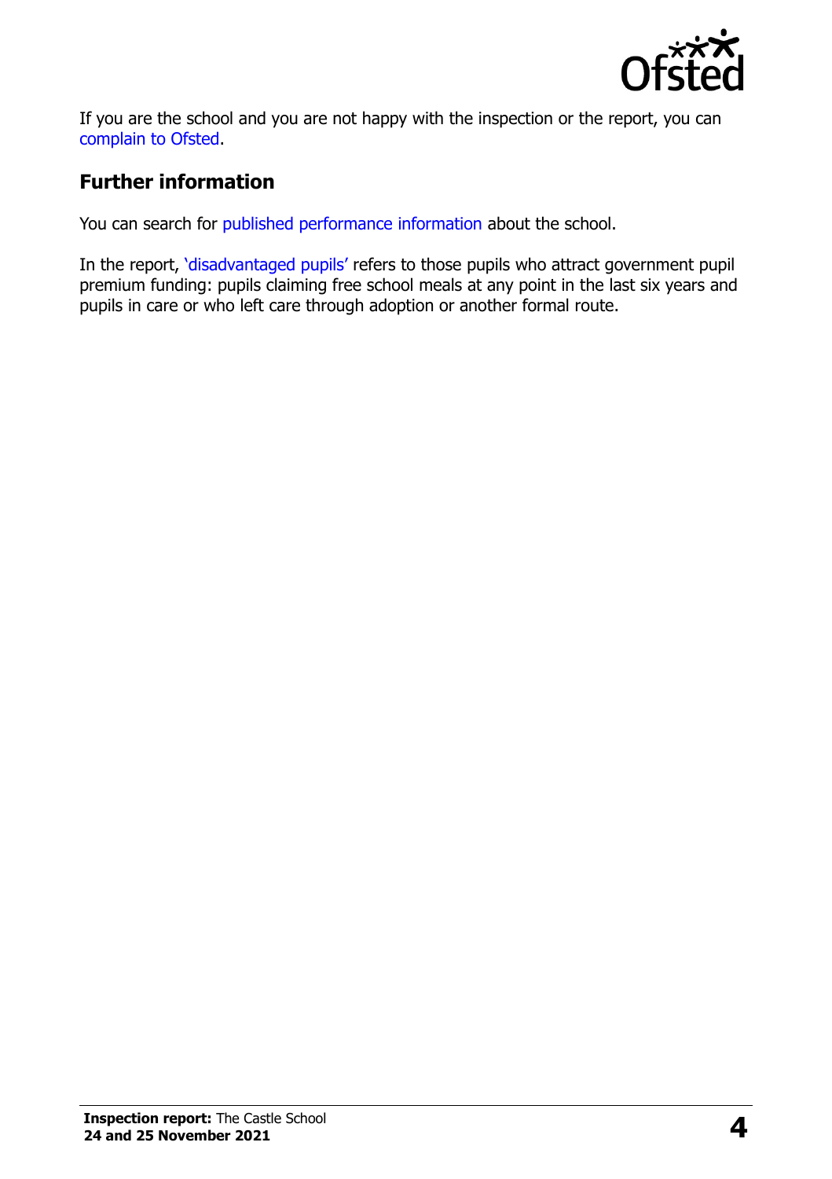If you are the school and you are not happy with the inspection or the report, you can complain to Ofsted.

## Further information

You can search for published performance information about the school.

In the report, 'disadvantaged pupils' refers to those pupils who attract government pupil premium funding: pupils claiming free school meals at any point in the last six years and pupils in care or who left care through adoption or another formal route.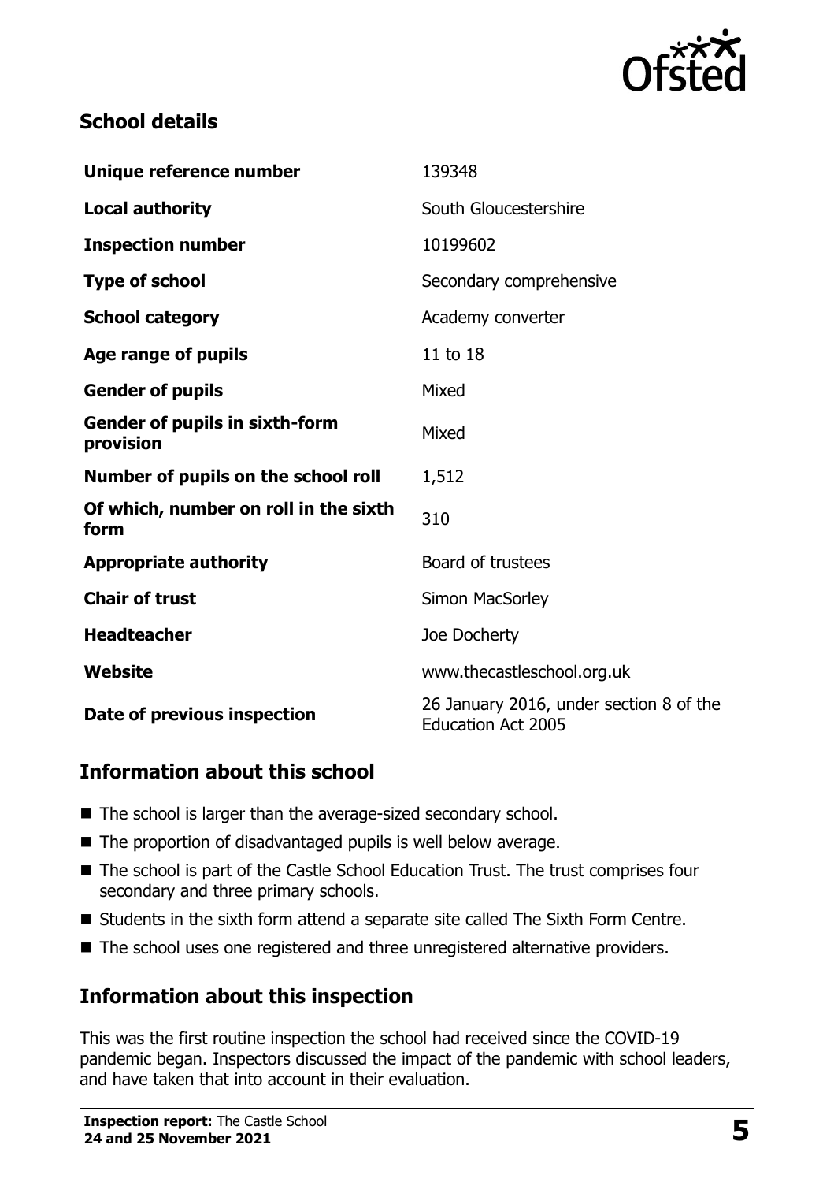## School details

| | |
|---|---|
| **Unique reference number** | 139348 |
| **Local authority** | South Gloucestershire |
| **Inspection number** | 10199602 |
| **Type of school** | Secondary comprehensive |
| **School category** | Academy converter |
| **Age range of pupils** | 11 to 18 |
| **Gender of pupils** | Mixed |
| **Gender of pupils in sixth-form provision** | Mixed |
| **Number of pupils on the school roll** | 1,512 |
| **Of which, number on roll in the sixth form** | 310 |
| **Appropriate authority** | Board of trustees |
| **Chair of trust** | Simon MacSorley |
| **Headteacher** | Joe Docherty |
| **Website** | www.thecastleschool.org.uk |
| **Date of previous inspection** | 26 January 2016, under section 8 of the Education Act 2005 |

## Information about this school

- The school is larger than the average-sized secondary school.
- The proportion of disadvantaged pupils is well below average.
- The school is part of the Castle School Education Trust. The trust comprises four secondary and three primary schools.
- Students in the sixth form attend a separate site called The Sixth Form Centre.
- The school uses one registered and three unregistered alternative providers.

## Information about this inspection

This was the first routine inspection the school had received since the COVID-19 pandemic began. Inspectors discussed the impact of the pandemic with school leaders, and have taken that into account in their evaluation.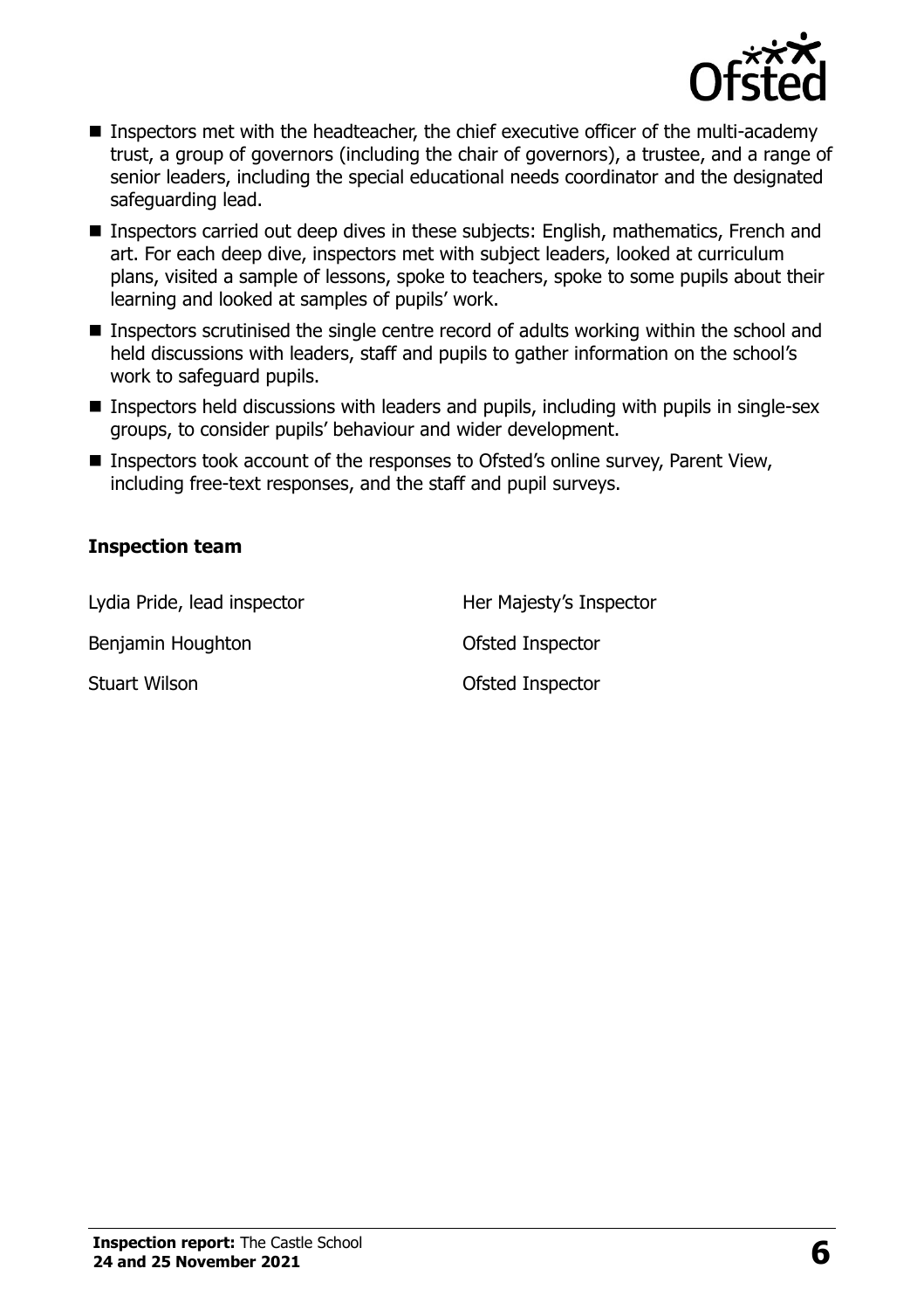- Inspectors met with the headteacher, the chief executive officer of the multi-academy trust, a group of governors (including the chair of governors), a trustee, and a range of senior leaders, including the special educational needs coordinator and the designated safeguarding lead.
- Inspectors carried out deep dives in these subjects: English, mathematics, French and art. For each deep dive, inspectors met with subject leaders, looked at curriculum plans, visited a sample of lessons, spoke to teachers, spoke to some pupils about their learning and looked at samples of pupils' work.
- Inspectors scrutinised the single centre record of adults working within the school and held discussions with leaders, staff and pupils to gather information on the school's work to safeguard pupils.
- Inspectors held discussions with leaders and pupils, including with pupils in single-sex groups, to consider pupils' behaviour and wider development.
- Inspectors took account of the responses to Ofsted's online survey, Parent View, including free-text responses, and the staff and pupil surveys.

### Inspection team

| | |
|---|---|
| Lydia Pride, lead inspector | Her Majesty's Inspector |
| Benjamin Houghton | Ofsted Inspector |
| Stuart Wilson | Ofsted Inspector |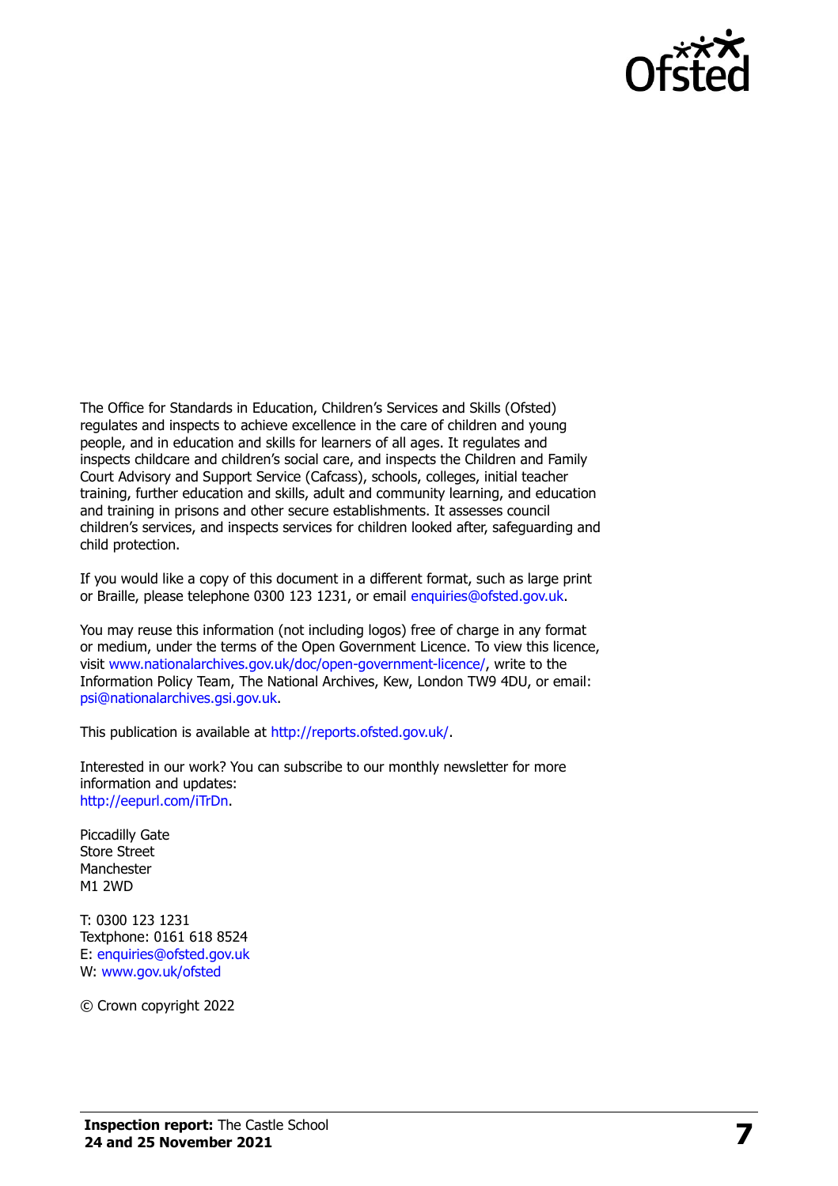The Office for Standards in Education, Children's Services and Skills (Ofsted) regulates and inspects to achieve excellence in the care of children and young people, and in education and skills for learners of all ages. It regulates and inspects childcare and children's social care, and inspects the Children and Family Court Advisory and Support Service (Cafcass), schools, colleges, initial teacher training, further education and skills, adult and community learning, and education and training in prisons and other secure establishments. It assesses council children's services, and inspects services for children looked after, safeguarding and child protection.

If you would like a copy of this document in a different format, such as large print or Braille, please telephone 0300 123 1231, or email enquiries@ofsted.gov.uk.

You may reuse this information (not including logos) free of charge in any format or medium, under the terms of the Open Government Licence. To view this licence, visit www.nationalarchives.gov.uk/doc/open-government-licence/, write to the Information Policy Team, The National Archives, Kew, London TW9 4DU, or email: psi@nationalarchives.gsi.gov.uk.

This publication is available at http://reports.ofsted.gov.uk/.

Interested in our work? You can subscribe to our monthly newsletter for more information and updates:
http://eepurl.com/iTrDn.

Piccadilly Gate
Store Street
Manchester
M1 2WD

T: 0300 123 1231
Textphone: 0161 618 8524
E: enquiries@ofsted.gov.uk
W: www.gov.uk/ofsted

© Crown copyright 2022